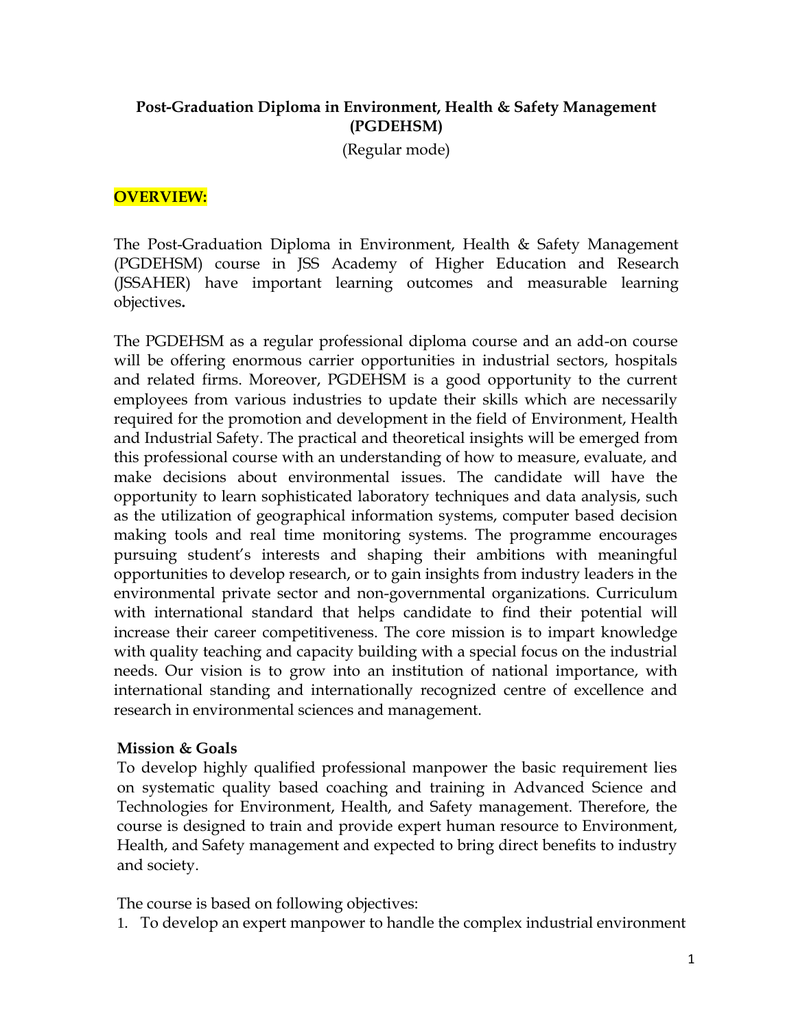**Post-Graduation Diploma in Environment, Health & Safety Management (PGDEHSM)**

(Regular mode)

## OVERVIEW:

The Post-Graduation Diploma in Environment, Health & Safety Management (PGDEHSM) course in JSS Academy of Higher Education and Research (JSSAHER) have important learning outcomes and measurable learning objectives**.**

The PGDEHSM as a regular professional diploma course and an add-on course will be offering enormous carrier opportunities in industrial sectors, hospitals and related firms. Moreover, PGDEHSM is a good opportunity to the current employees from various industries to update their skills which are necessarily required for the promotion and development in the field of Environment, Health and Industrial Safety. The practical and theoretical insights will be emerged from this professional course with an understanding of how to measure, evaluate, and make decisions about environmental issues. The candidate will have the opportunity to learn sophisticated laboratory techniques and data analysis, such as the utilization of geographical information systems, computer based decision making tools and real time monitoring systems. The programme encourages pursuing student's interests and shaping their ambitions with meaningful opportunities to develop research, or to gain insights from industry leaders in the environmental private sector and non-governmental organizations. Curriculum with international standard that helps candidate to find their potential will increase their career competitiveness. The core mission is to impart knowledge with quality teaching and capacity building with a special focus on the industrial needs. Our vision is to grow into an institution of national importance, with international standing and internationally recognized centre of excellence and research in environmental sciences and management.

### Mission & Goals

To develop highly qualified professional manpower the basic requirement lies on systematic quality based coaching and training in Advanced Science and Technologies for Environment, Health, and Safety management. Therefore, the course is designed to train and provide expert human resource to Environment, Health, and Safety management and expected to bring direct benefits to industry and society.

The course is based on following objectives:

1. To develop an expert manpower to handle the complex industrial environment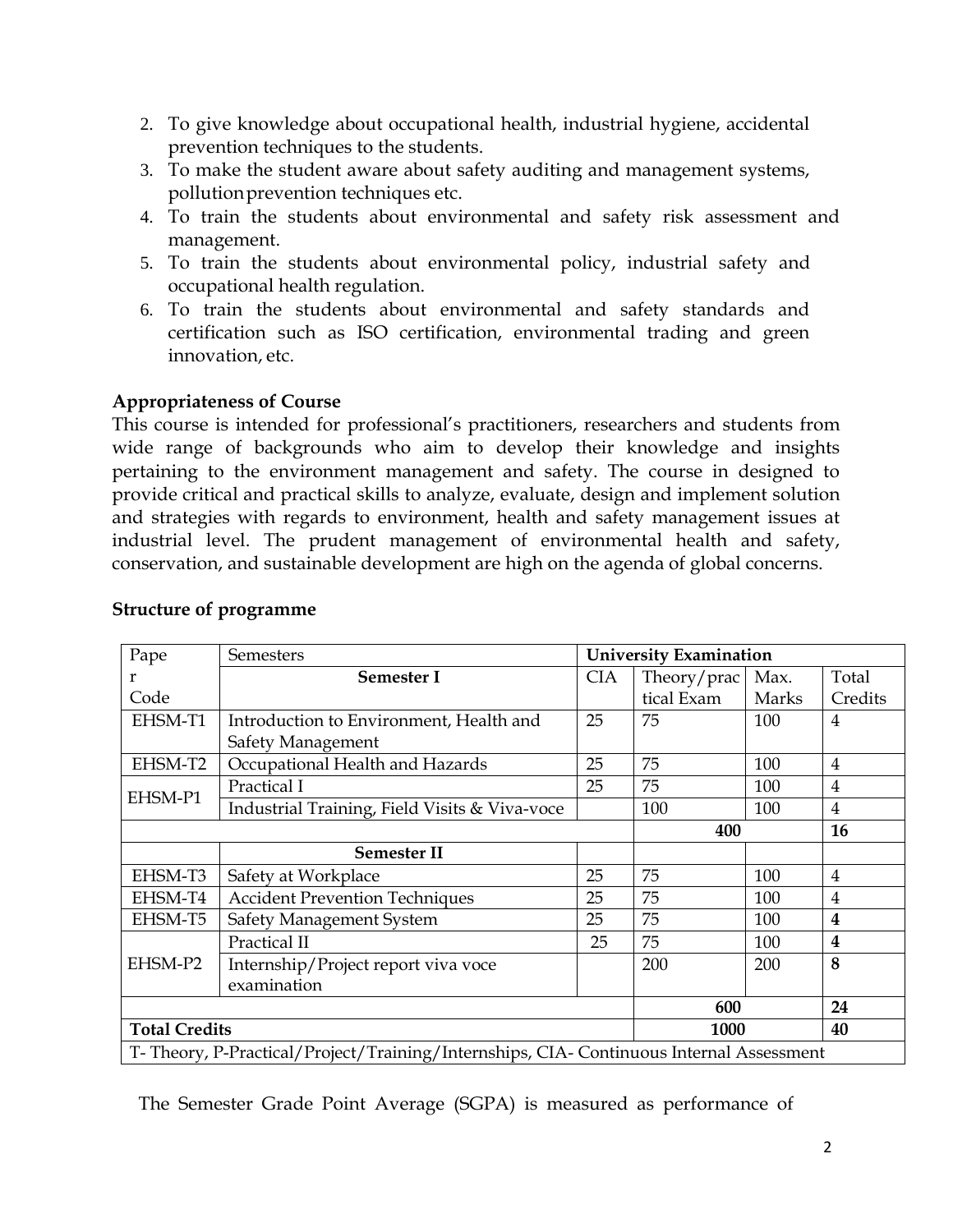2. To give knowledge about occupational health, industrial hygiene, accidental prevention techniques to the students.
3. To make the student aware about safety auditing and management systems, pollution prevention techniques etc.
4. To train the students about environmental and safety risk assessment and management.
5. To train the students about environmental policy, industrial safety and occupational health regulation.
6. To train the students about environmental and safety standards and certification such as ISO certification, environmental trading and green innovation, etc.

**Appropriateness of Course**

This course is intended for professional's practitioners, researchers and students from wide range of backgrounds who aim to develop their knowledge and insights pertaining to the environment management and safety. The course in designed to provide critical and practical skills to analyze, evaluate, design and implement solution and strategies with regards to environment, health and safety management issues at industrial level. The prudent management of environmental health and safety, conservation, and sustainable development are high on the agenda of global concerns.

**Structure of programme**

| Paper Code | Semesters | **University Examination** | | | |
|---|---|---|---|---|---|
| | **Semester I** | CIA | Theory/practical Exam | Max. Marks | Total Credits |
| EHSM-T1 | Introduction to Environment, Health and Safety Management | 25 | 75 | 100 | 4 |
| EHSM-T2 | Occupational Health and Hazards | 25 | 75 | 100 | 4 |
| EHSM-P1 | Practical I | 25 | 75 | 100 | 4 |
| | Industrial Training, Field Visits & Viva-voce | | 100 | 100 | 4 |
| | | | **400** | | **16** |
| | **Semester II** | | | | |
| EHSM-T3 | Safety at Workplace | 25 | 75 | 100 | 4 |
| EHSM-T4 | Accident Prevention Techniques | 25 | 75 | 100 | 4 |
| EHSM-T5 | Safety Management System | 25 | 75 | 100 | **4** |
| EHSM-P2 | Practical II | 25 | 75 | 100 | **4** |
| | Internship/Project report viva voce examination | | 200 | 200 | **8** |
| | | | **600** | | **24** |
| **Total Credits** | | | **1000** | | **40** |
| T- Theory, P-Practical/Project/Training/Internships, CIA- Continuous Internal Assessment | | | | | |

The Semester Grade Point Average (SGPA) is measured as performance of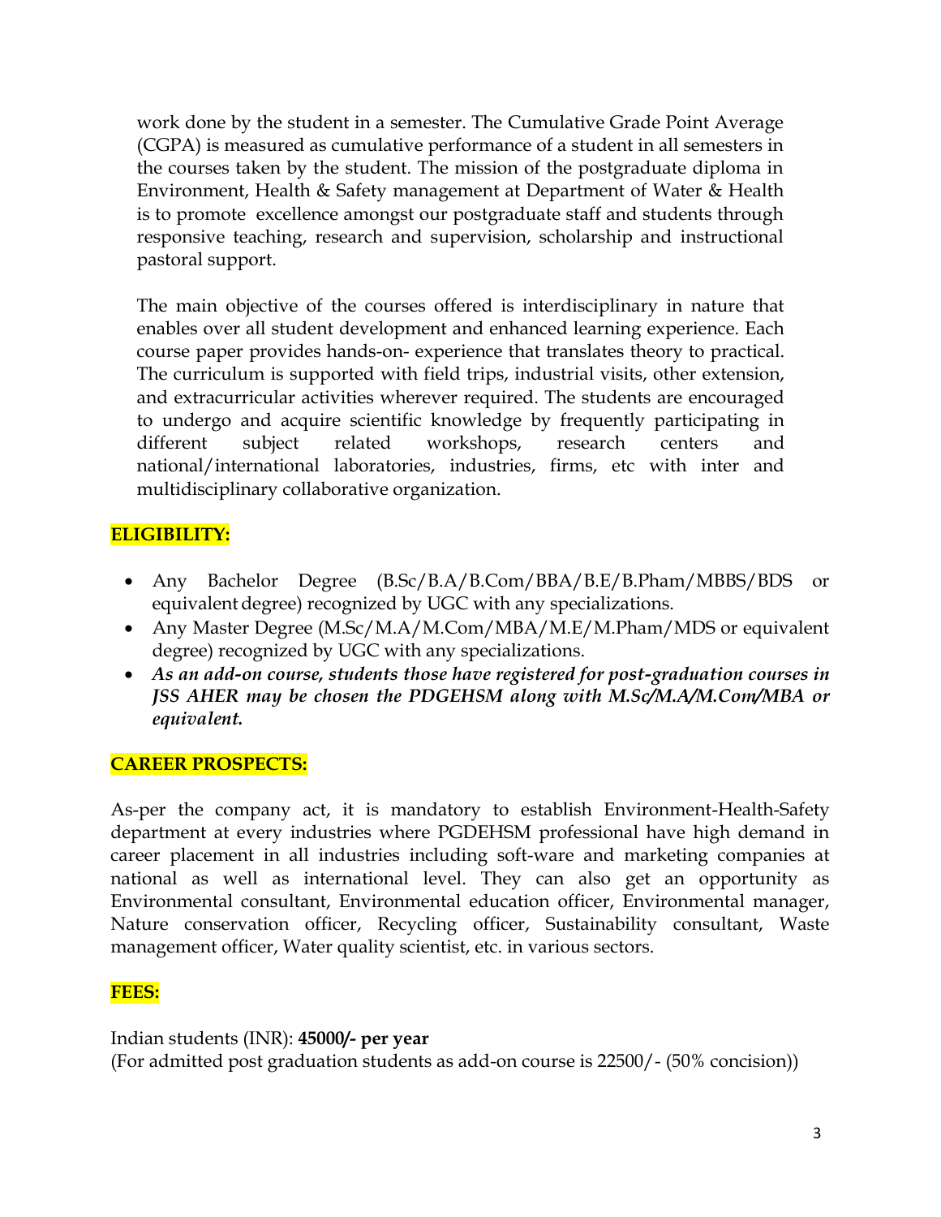work done by the student in a semester. The Cumulative Grade Point Average (CGPA) is measured as cumulative performance of a student in all semesters in the courses taken by the student. The mission of the postgraduate diploma in Environment, Health & Safety management at Department of Water & Health is to promote excellence amongst our postgraduate staff and students through responsive teaching, research and supervision, scholarship and instructional pastoral support.

The main objective of the courses offered is interdisciplinary in nature that enables over all student development and enhanced learning experience. Each course paper provides hands-on- experience that translates theory to practical. The curriculum is supported with field trips, industrial visits, other extension, and extracurricular activities wherever required. The students are encouraged to undergo and acquire scientific knowledge by frequently participating in different subject related workshops, research centers and national/international laboratories, industries, firms, etc with inter and multidisciplinary collaborative organization.

**ELIGIBILITY:**

- Any Bachelor Degree (B.Sc/B.A/B.Com/BBA/B.E/B.Pham/MBBS/BDS or equivalent degree) recognized by UGC with any specializations.
- Any Master Degree (M.Sc/M.A/M.Com/MBA/M.E/M.Pham/MDS or equivalent degree) recognized by UGC with any specializations.
- ***As an add-on course, students those have registered for post-graduation courses in JSS AHER may be chosen the PDGEHSM along with M.Sc/M.A/M.Com/MBA or equivalent.***

**CAREER PROSPECTS:**

As-per the company act, it is mandatory to establish Environment-Health-Safety department at every industries where PGDEHSM professional have high demand in career placement in all industries including soft-ware and marketing companies at national as well as international level. They can also get an opportunity as Environmental consultant, Environmental education officer, Environmental manager, Nature conservation officer, Recycling officer, Sustainability consultant, Waste management officer, Water quality scientist, etc. in various sectors.

**FEES:**

Indian students (INR): **45000/- per year**
(For admitted post graduation students as add-on course is 22500/- (50% concision))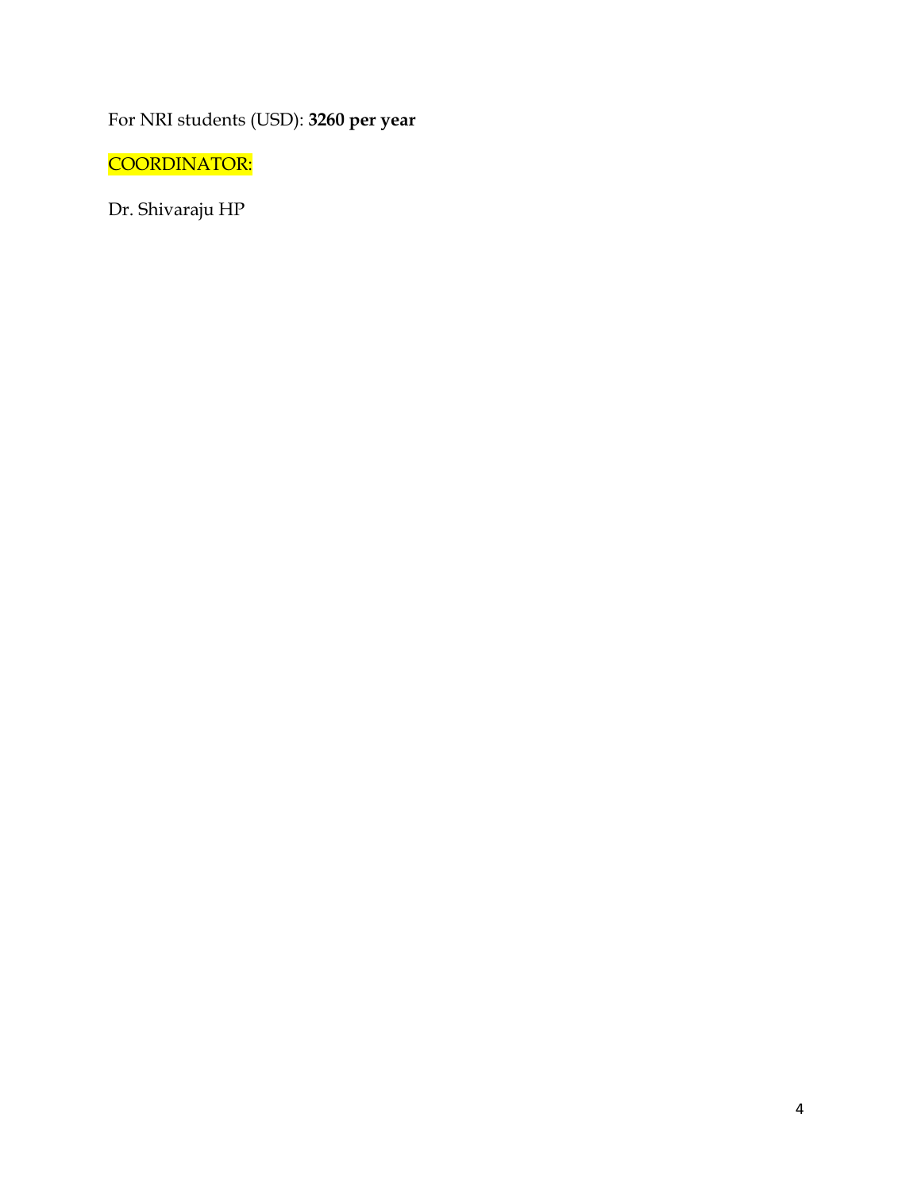For NRI students (USD): **3260 per year**

COORDINATOR:

Dr. Shivaraju HP